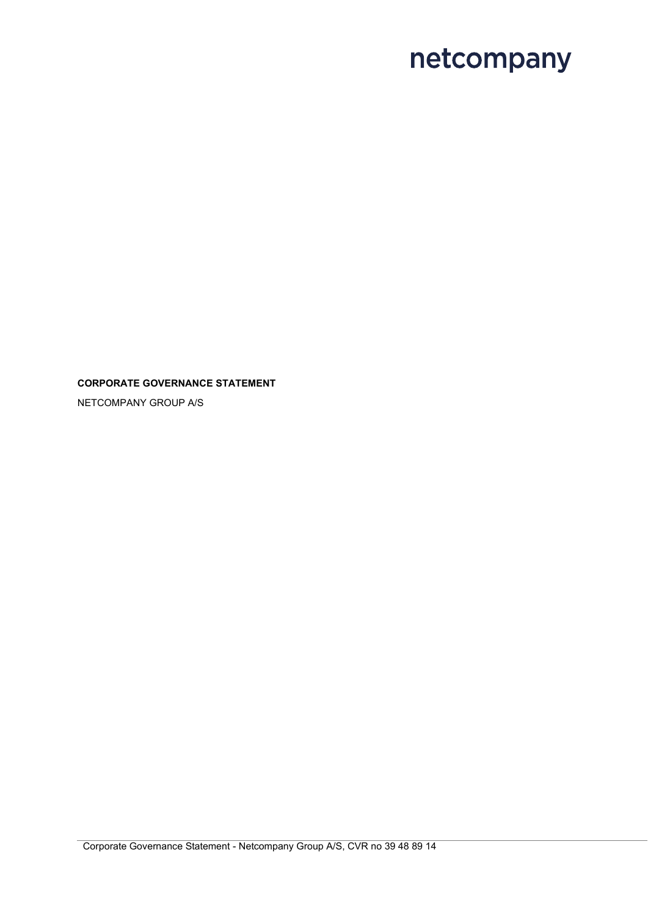netcompany

**CORPORATE GOVERNANCE STATEMENT**

NETCOMPANY GROUP A/S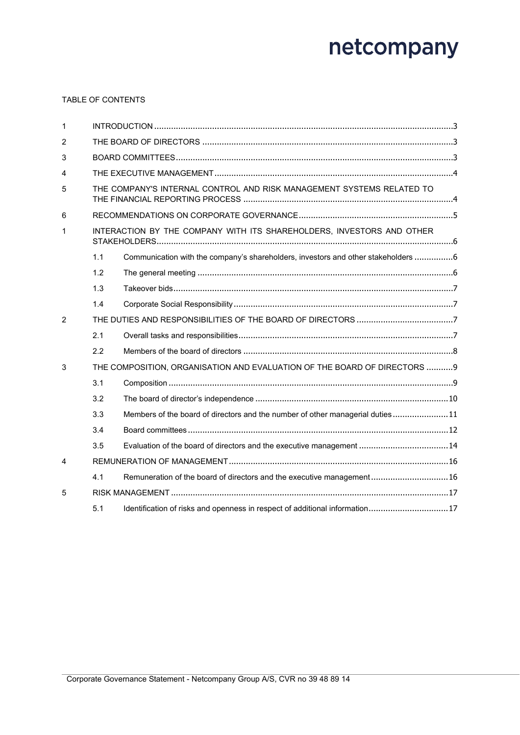TABLE OF CONTENTS

| | | | |
|---|---|---|---|
| 1 | INTRODUCTION | | 3 |
| 2 | THE BOARD OF DIRECTORS | | 3 |
| 3 | BOARD COMMITTEES | | 3 |
| 4 | THE EXECUTIVE MANAGEMENT | | 4 |
| 5 | THE COMPANY'S INTERNAL CONTROL AND RISK MANAGEMENT SYSTEMS RELATED TO THE FINANCIAL REPORTING PROCESS | | 4 |
| 6 | RECOMMENDATIONS ON CORPORATE GOVERNANCE | | 5 |
| 1 | INTERACTION BY THE COMPANY WITH ITS SHAREHOLDERS, INVESTORS AND OTHER STAKEHOLDERS | | 6 |
| | 1.1 | Communication with the company's shareholders, investors and other stakeholders | 6 |
| | 1.2 | The general meeting | 6 |
| | 1.3 | Takeover bids | 7 |
| | 1.4 | Corporate Social Responsibility | 7 |
| 2 | THE DUTIES AND RESPONSIBILITIES OF THE BOARD OF DIRECTORS | | 7 |
| | 2.1 | Overall tasks and responsibilities | 7 |
| | 2.2 | Members of the board of directors | 8 |
| 3 | THE COMPOSITION, ORGANISATION AND EVALUATION OF THE BOARD OF DIRECTORS | | 9 |
| | 3.1 | Composition | 9 |
| | 3.2 | The board of director's independence | 10 |
| | 3.3 | Members of the board of directors and the number of other managerial duties | 11 |
| | 3.4 | Board committees | 12 |
| | 3.5 | Evaluation of the board of directors and the executive management | 14 |
| 4 | REMUNERATION OF MANAGEMENT | | 16 |
| | 4.1 | Remuneration of the board of directors and the executive management | 16 |
| 5 | RISK MANAGEMENT | | 17 |
| | 5.1 | Identification of risks and openness in respect of additional information | 17 |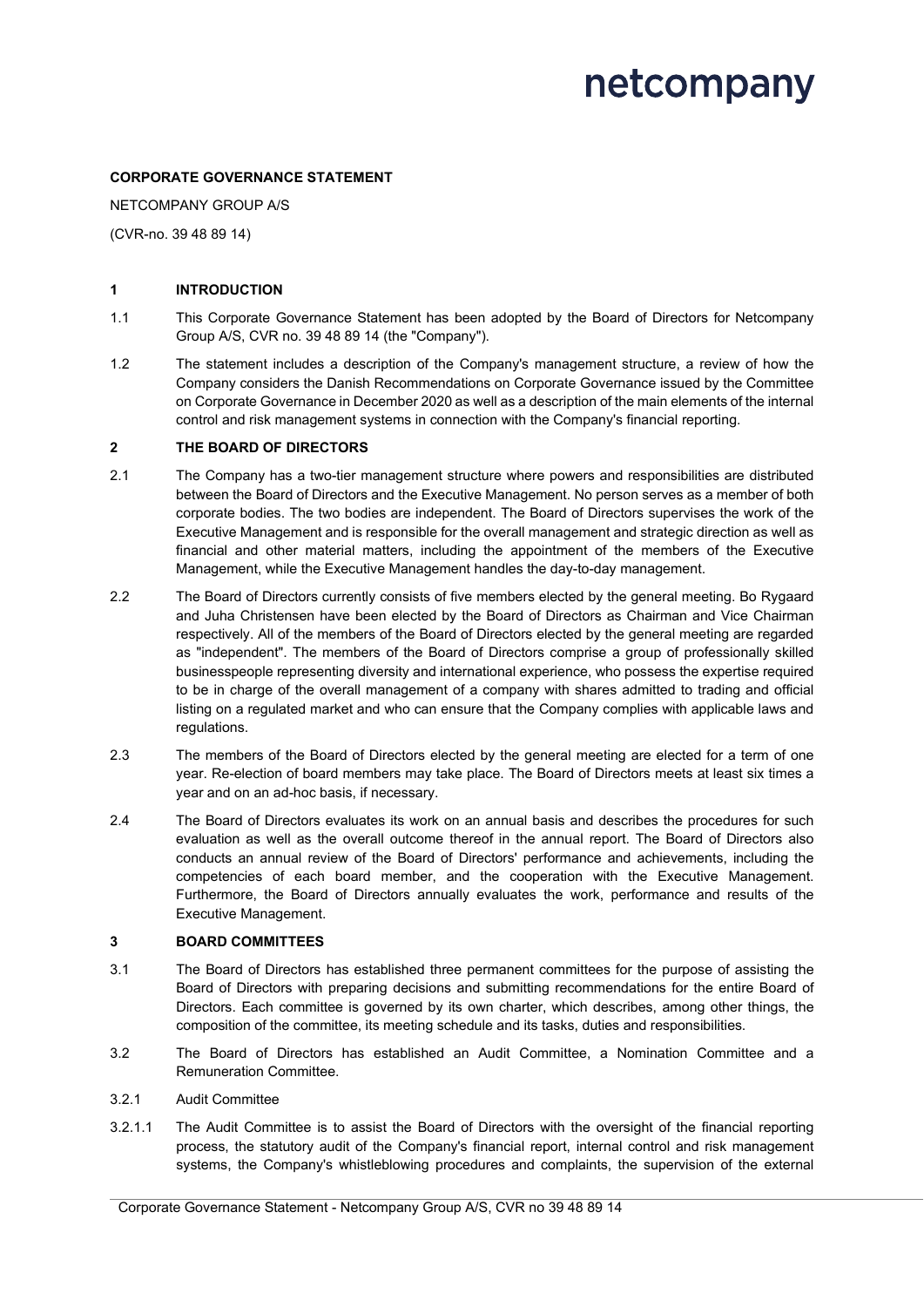**CORPORATE GOVERNANCE STATEMENT**

NETCOMPANY GROUP A/S

(CVR-no. 39 48 89 14)

## 1 INTRODUCTION

1.1 This Corporate Governance Statement has been adopted by the Board of Directors for Netcompany Group A/S, CVR no. 39 48 89 14 (the "Company").

1.2 The statement includes a description of the Company's management structure, a review of how the Company considers the Danish Recommendations on Corporate Governance issued by the Committee on Corporate Governance in December 2020 as well as a description of the main elements of the internal control and risk management systems in connection with the Company's financial reporting.

## 2 THE BOARD OF DIRECTORS

2.1 The Company has a two-tier management structure where powers and responsibilities are distributed between the Board of Directors and the Executive Management. No person serves as a member of both corporate bodies. The two bodies are independent. The Board of Directors supervises the work of the Executive Management and is responsible for the overall management and strategic direction as well as financial and other material matters, including the appointment of the members of the Executive Management, while the Executive Management handles the day-to-day management.

2.2 The Board of Directors currently consists of five members elected by the general meeting. Bo Rygaard and Juha Christensen have been elected by the Board of Directors as Chairman and Vice Chairman respectively. All of the members of the Board of Directors elected by the general meeting are regarded as "independent". The members of the Board of Directors comprise a group of professionally skilled businesspeople representing diversity and international experience, who possess the expertise required to be in charge of the overall management of a company with shares admitted to trading and official listing on a regulated market and who can ensure that the Company complies with applicable laws and regulations.

2.3 The members of the Board of Directors elected by the general meeting are elected for a term of one year. Re-election of board members may take place. The Board of Directors meets at least six times a year and on an ad-hoc basis, if necessary.

2.4 The Board of Directors evaluates its work on an annual basis and describes the procedures for such evaluation as well as the overall outcome thereof in the annual report. The Board of Directors also conducts an annual review of the Board of Directors' performance and achievements, including the competencies of each board member, and the cooperation with the Executive Management. Furthermore, the Board of Directors annually evaluates the work, performance and results of the Executive Management.

## 3 BOARD COMMITTEES

3.1 The Board of Directors has established three permanent committees for the purpose of assisting the Board of Directors with preparing decisions and submitting recommendations for the entire Board of Directors. Each committee is governed by its own charter, which describes, among other things, the composition of the committee, its meeting schedule and its tasks, duties and responsibilities.

3.2 The Board of Directors has established an Audit Committee, a Nomination Committee and a Remuneration Committee.

3.2.1 Audit Committee

3.2.1.1 The Audit Committee is to assist the Board of Directors with the oversight of the financial reporting process, the statutory audit of the Company's financial report, internal control and risk management systems, the Company's whistleblowing procedures and complaints, the supervision of the external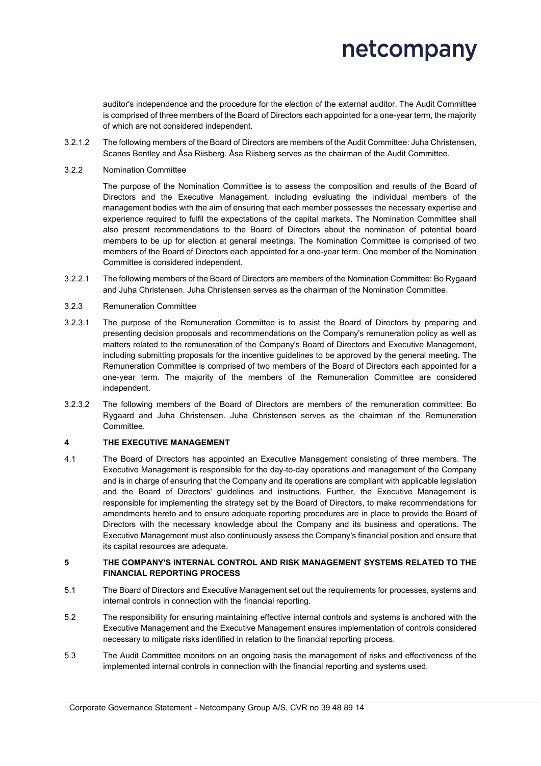auditor's independence and the procedure for the election of the external auditor. The Audit Committee is comprised of three members of the Board of Directors each appointed for a one-year term, the majority of which are not considered independent.

3.2.1.2 The following members of the Board of Directors are members of the Audit Committee: Juha Christensen, Scanes Bentley and Åsa Riisberg. Åsa Riisberg serves as the chairman of the Audit Committee.

3.2.2 Nomination Committee

The purpose of the Nomination Committee is to assess the composition and results of the Board of Directors and the Executive Management, including evaluating the individual members of the management bodies with the aim of ensuring that each member possesses the necessary expertise and experience required to fulfil the expectations of the capital markets. The Nomination Committee shall also present recommendations to the Board of Directors about the nomination of potential board members to be up for election at general meetings. The Nomination Committee is comprised of two members of the Board of Directors each appointed for a one-year term. One member of the Nomination Committee is considered independent.

3.2.2.1 The following members of the Board of Directors are members of the Nomination Committee: Bo Rygaard and Juha Christensen. Juha Christensen serves as the chairman of the Nomination Committee.

3.2.3 Remuneration Committee

3.2.3.1 The purpose of the Remuneration Committee is to assist the Board of Directors by preparing and presenting decision proposals and recommendations on the Company's remuneration policy as well as matters related to the remuneration of the Company's Board of Directors and Executive Management, including submitting proposals for the incentive guidelines to be approved by the general meeting. The Remuneration Committee is comprised of two members of the Board of Directors each appointed for a one-year term. The majority of the members of the Remuneration Committee are considered independent.

3.2.3.2 The following members of the Board of Directors are members of the remuneration committee: Bo Rygaard and Juha Christensen. Juha Christensen serves as the chairman of the Remuneration Committee.

## 4 THE EXECUTIVE MANAGEMENT

4.1 The Board of Directors has appointed an Executive Management consisting of three members. The Executive Management is responsible for the day-to-day operations and management of the Company and is in charge of ensuring that the Company and its operations are compliant with applicable legislation and the Board of Directors' guidelines and instructions. Further, the Executive Management is responsible for implementing the strategy set by the Board of Directors, to make recommendations for amendments hereto and to ensure adequate reporting procedures are in place to provide the Board of Directors with the necessary knowledge about the Company and its business and operations. The Executive Management must also continuously assess the Company's financial position and ensure that its capital resources are adequate.

## 5 THE COMPANY'S INTERNAL CONTROL AND RISK MANAGEMENT SYSTEMS RELATED TO THE FINANCIAL REPORTING PROCESS

5.1 The Board of Directors and Executive Management set out the requirements for processes, systems and internal controls in connection with the financial reporting.

5.2 The responsibility for ensuring maintaining effective internal controls and systems is anchored with the Executive Management and the Executive Management ensures implementation of controls considered necessary to mitigate risks identified in relation to the financial reporting process.

5.3 The Audit Committee monitors on an ongoing basis the management of risks and effectiveness of the implemented internal controls in connection with the financial reporting and systems used.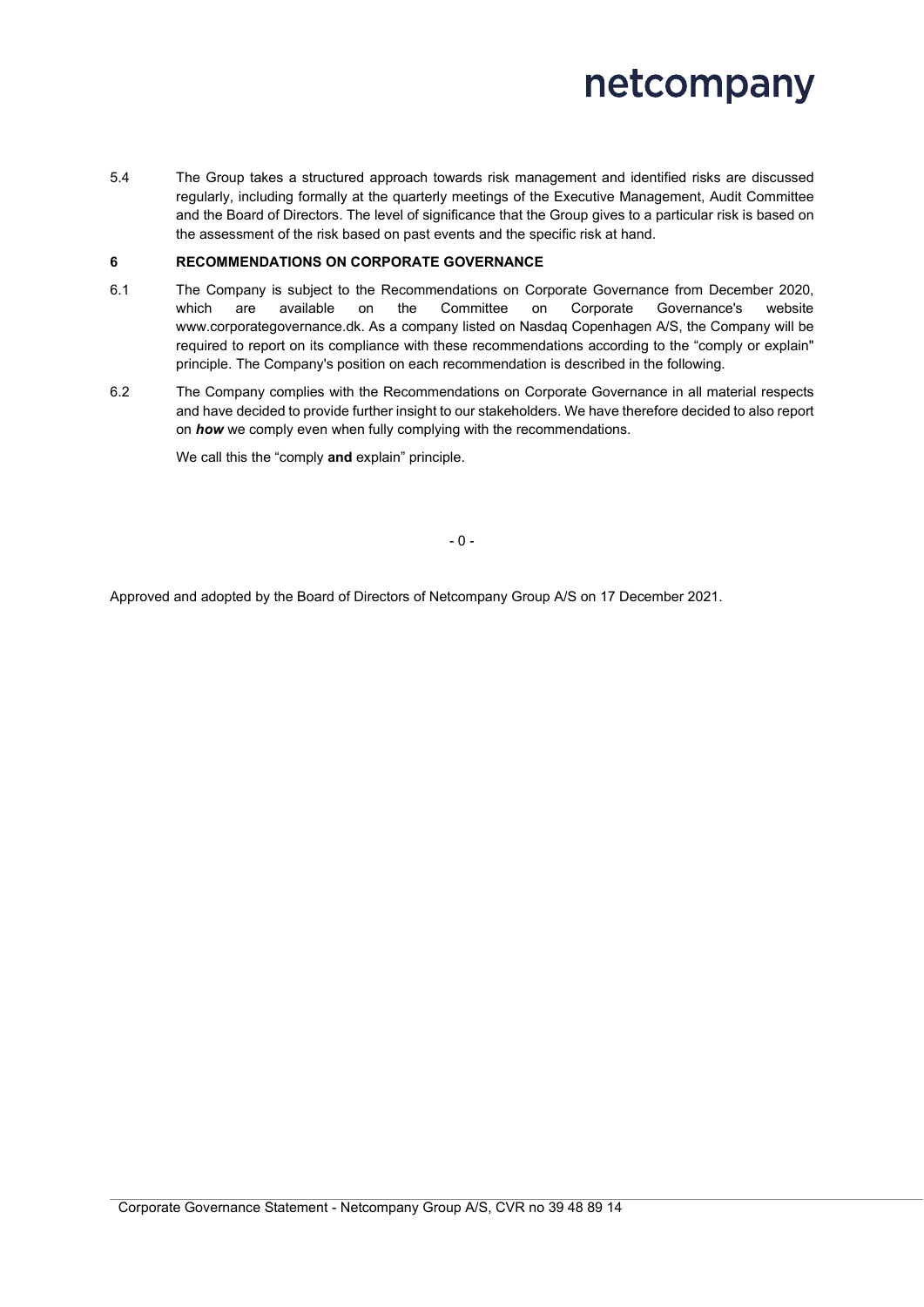5.4 The Group takes a structured approach towards risk management and identified risks are discussed regularly, including formally at the quarterly meetings of the Executive Management, Audit Committee and the Board of Directors. The level of significance that the Group gives to a particular risk is based on the assessment of the risk based on past events and the specific risk at hand.

## 6 RECOMMENDATIONS ON CORPORATE GOVERNANCE

6.1 The Company is subject to the Recommendations on Corporate Governance from December 2020, which are available on the Committee on Corporate Governance's website www.corporategovernance.dk. As a company listed on Nasdaq Copenhagen A/S, the Company will be required to report on its compliance with these recommendations according to the "comply or explain" principle. The Company's position on each recommendation is described in the following.

6.2 The Company complies with the Recommendations on Corporate Governance in all material respects and have decided to provide further insight to our stakeholders. We have therefore decided to also report on ***how*** we comply even when fully complying with the recommendations.

We call this the "comply **and** explain" principle.

\- 0 -

Approved and adopted by the Board of Directors of Netcompany Group A/S on 17 December 2021.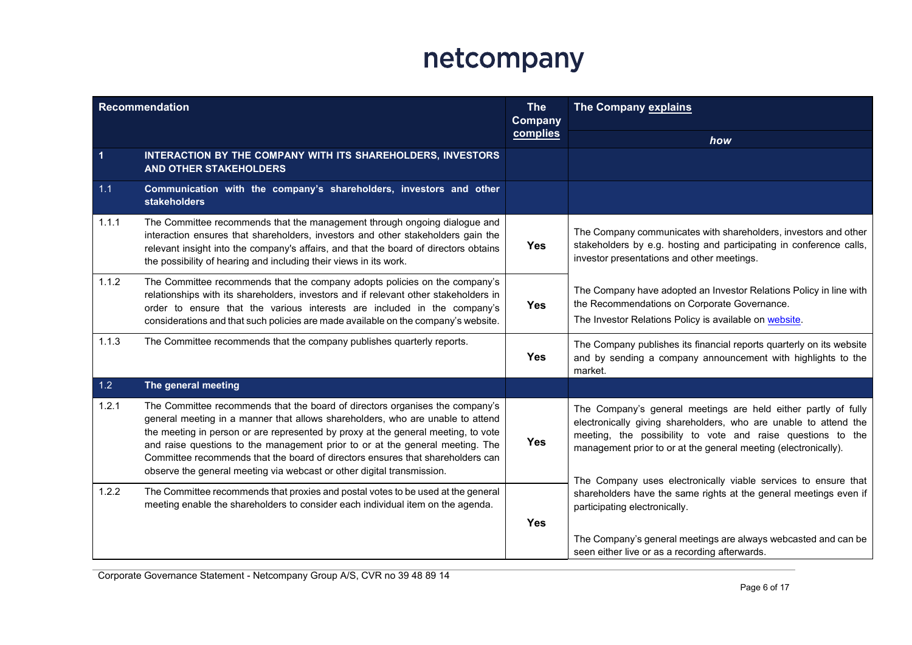| Recommendation | | The Company complies | The Company explains how |
|---|---|---|---|
| **1** | **INTERACTION BY THE COMPANY WITH ITS SHAREHOLDERS, INVESTORS AND OTHER STAKEHOLDERS** | | |
| 1.1 | **Communication with the company's shareholders, investors and other stakeholders** | | |
| 1.1.1 | The Committee recommends that the management through ongoing dialogue and interaction ensures that shareholders, investors and other stakeholders gain the relevant insight into the company's affairs, and that the board of directors obtains the possibility of hearing and including their views in its work. | **Yes** | The Company communicates with shareholders, investors and other stakeholders by e.g. hosting and participating in conference calls, investor presentations and other meetings. |
| 1.1.2 | The Committee recommends that the company adopts policies on the company's relationships with its shareholders, investors and if relevant other stakeholders in order to ensure that the various interests are included in the company's considerations and that such policies are made available on the company's website. | **Yes** | The Company have adopted an Investor Relations Policy in line with the Recommendations on Corporate Governance. The Investor Relations Policy is available on website. |
| 1.1.3 | The Committee recommends that the company publishes quarterly reports. | **Yes** | The Company publishes its financial reports quarterly on its website and by sending a company announcement with highlights to the market. |
| 1.2 | **The general meeting** | | |
| 1.2.1 | The Committee recommends that the board of directors organises the company's general meeting in a manner that allows shareholders, who are unable to attend the meeting in person or are represented by proxy at the general meeting, to vote and raise questions to the management prior to or at the general meeting. The Committee recommends that the board of directors ensures that shareholders can observe the general meeting via webcast or other digital transmission. | **Yes** | The Company's general meetings are held either partly of fully electronically giving shareholders, who are unable to attend the meeting, the possibility to vote and raise questions to the management prior to or at the general meeting (electronically). The Company uses electronically viable services to ensure that shareholders have the same rights at the general meetings even if participating electronically. The Company's general meetings are always webcasted and can be seen either live or as a recording afterwards. |
| 1.2.2 | The Committee recommends that proxies and postal votes to be used at the general meeting enable the shareholders to consider each individual item on the agenda. | **Yes** | |

Corporate Governance Statement - Netcompany Group A/S, CVR no 39 48 89 14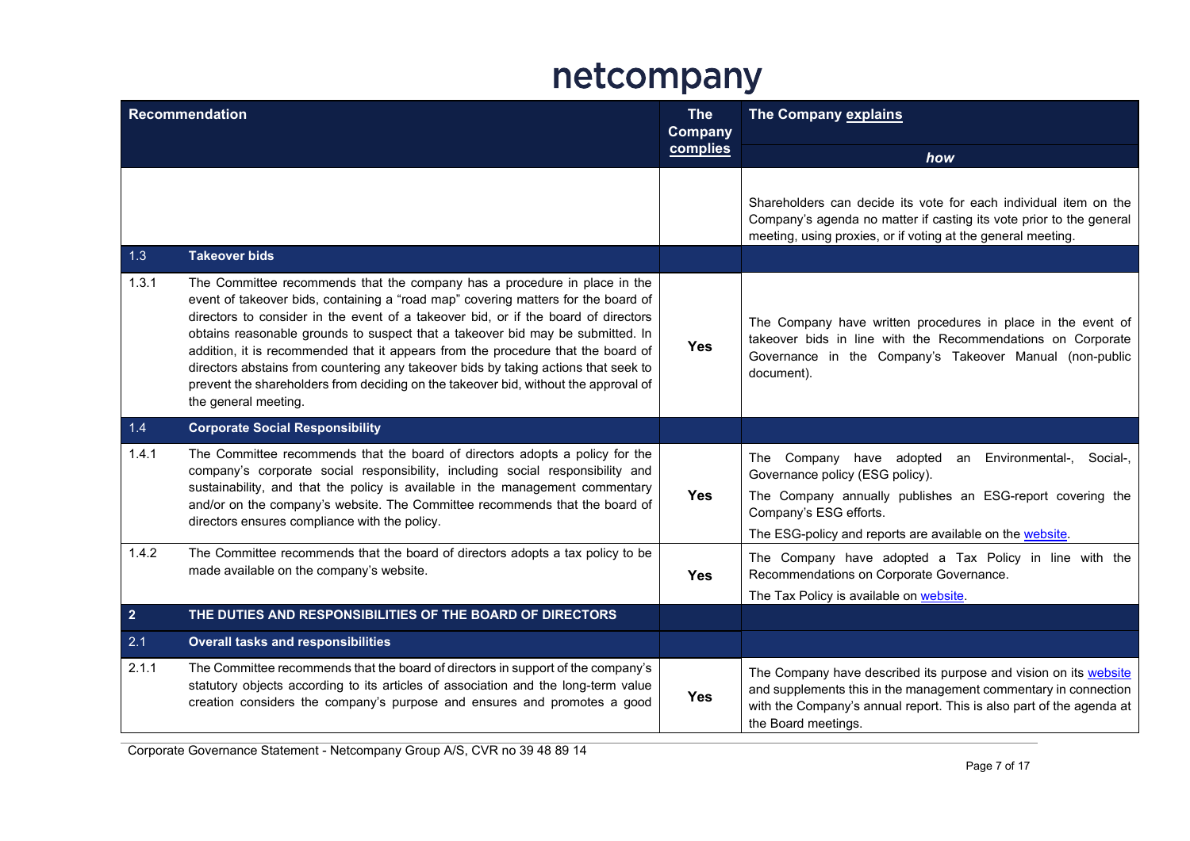| Recommendation | | The Company complies | The Company explains how |
|---|---|---|---|
| | | | Shareholders can decide its vote for each individual item on the Company's agenda no matter if casting its vote prior to the general meeting, using proxies, or if voting at the general meeting. |
| 1.3 | **Takeover bids** | | |
| 1.3.1 | The Committee recommends that the company has a procedure in place in the event of takeover bids, containing a "road map" covering matters for the board of directors to consider in the event of a takeover bid, or if the board of directors obtains reasonable grounds to suspect that a takeover bid may be submitted. In addition, it is recommended that it appears from the procedure that the board of directors abstains from countering any takeover bids by taking actions that seek to prevent the shareholders from deciding on the takeover bid, without the approval of the general meeting. | **Yes** | The Company have written procedures in place in the event of takeover bids in line with the Recommendations on Corporate Governance in the Company's Takeover Manual (non-public document). |
| 1.4 | **Corporate Social Responsibility** | | |
| 1.4.1 | The Committee recommends that the board of directors adopts a policy for the company's corporate social responsibility, including social responsibility and sustainability, and that the policy is available in the management commentary and/or on the company's website. The Committee recommends that the board of directors ensures compliance with the policy. | **Yes** | The Company have adopted an Environmental-, Social-, Governance policy (ESG policy).<br>The Company annually publishes an ESG-report covering the Company's ESG efforts.<br>The ESG-policy and reports are available on the website. |
| 1.4.2 | The Committee recommends that the board of directors adopts a tax policy to be made available on the company's website. | **Yes** | The Company have adopted a Tax Policy in line with the Recommendations on Corporate Governance.<br>The Tax Policy is available on website. |
| **2** | **THE DUTIES AND RESPONSIBILITIES OF THE BOARD OF DIRECTORS** | | |
| 2.1 | **Overall tasks and responsibilities** | | |
| 2.1.1 | The Committee recommends that the board of directors in support of the company's statutory objects according to its articles of association and the long-term value creation considers the company's purpose and ensures and promotes a good | **Yes** | The Company have described its purpose and vision on its website and supplements this in the management commentary in connection with the Company's annual report. This is also part of the agenda at the Board meetings. |

Corporate Governance Statement - Netcompany Group A/S, CVR no 39 48 89 14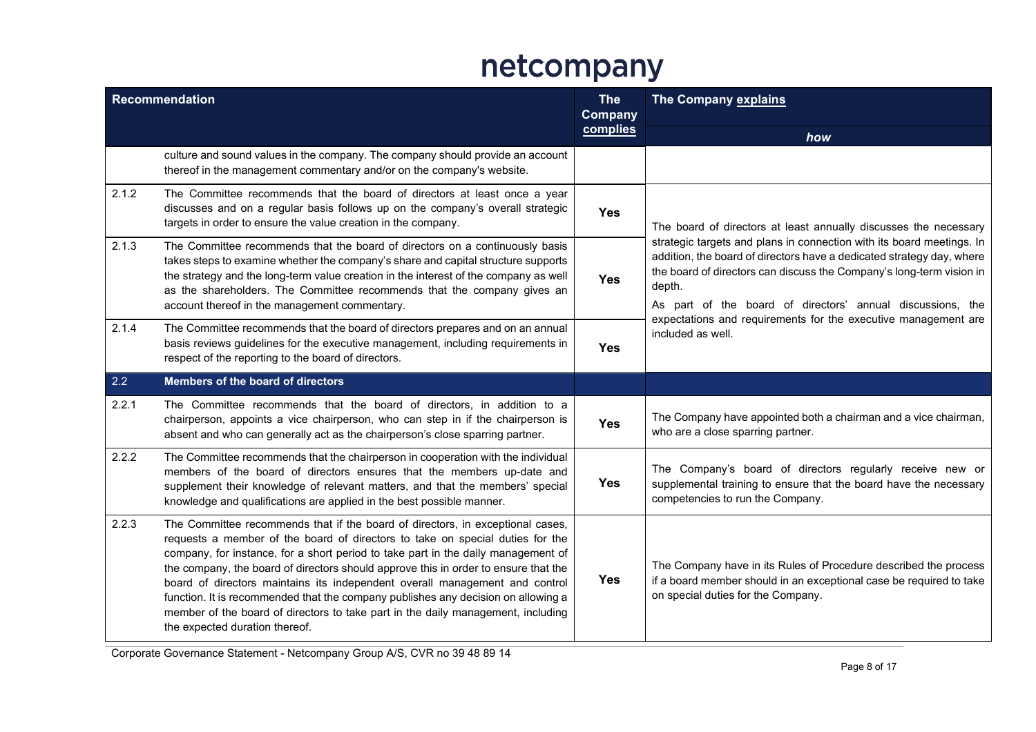| Recommendation | | The Company complies | The Company explains how |
|---|---|---|---|
| | culture and sound values in the company. The company should provide an account thereof in the management commentary and/or on the company's website. | | |
| 2.1.2 | The Committee recommends that the board of directors at least once a year discusses and on a regular basis follows up on the company's overall strategic targets in order to ensure the value creation in the company. | Yes | The board of directors at least annually discusses the necessary strategic targets and plans in connection with its board meetings. In addition, the board of directors have a dedicated strategy day, where the board of directors can discuss the Company's long-term vision in depth. As part of the board of directors' annual discussions, the expectations and requirements for the executive management are included as well. |
| 2.1.3 | The Committee recommends that the board of directors on a continuously basis takes steps to examine whether the company's share and capital structure supports the strategy and the long-term value creation in the interest of the company as well as the shareholders. The Committee recommends that the company gives an account thereof in the management commentary. | Yes | |
| 2.1.4 | The Committee recommends that the board of directors prepares and on an annual basis reviews guidelines for the executive management, including requirements in respect of the reporting to the board of directors. | Yes | |
| 2.2 | **Members of the board of directors** | | |
| 2.2.1 | The Committee recommends that the board of directors, in addition to a chairperson, appoints a vice chairperson, who can step in if the chairperson is absent and who can generally act as the chairperson's close sparring partner. | Yes | The Company have appointed both a chairman and a vice chairman, who are a close sparring partner. |
| 2.2.2 | The Committee recommends that the chairperson in cooperation with the individual members of the board of directors ensures that the members up-date and supplement their knowledge of relevant matters, and that the members' special knowledge and qualifications are applied in the best possible manner. | Yes | The Company's board of directors regularly receive new or supplemental training to ensure that the board have the necessary competencies to run the Company. |
| 2.2.3 | The Committee recommends that if the board of directors, in exceptional cases, requests a member of the board of directors to take on special duties for the company, for instance, for a short period to take part in the daily management of the company, the board of directors should approve this in order to ensure that the board of directors maintains its independent overall management and control function. It is recommended that the company publishes any decision on allowing a member of the board of directors to take part in the daily management, including the expected duration thereof. | Yes | The Company have in its Rules of Procedure described the process if a board member should in an exceptional case be required to take on special duties for the Company. |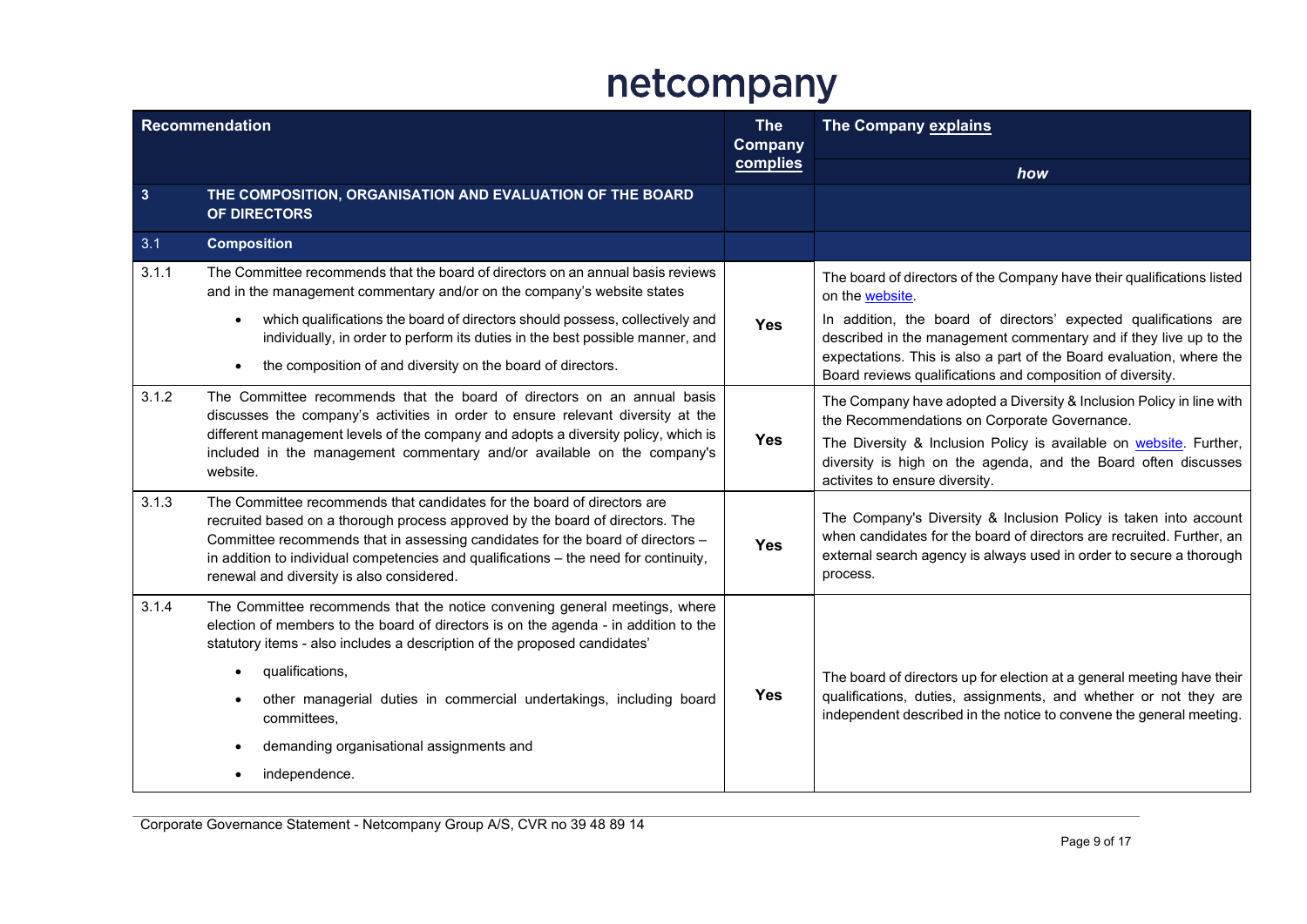netcompany

| | Recommendation | The Company complies | The Company explains *how* |
|---|---|---|---|
| **3** | **THE COMPOSITION, ORGANISATION AND EVALUATION OF THE BOARD OF DIRECTORS** | | |
| 3.1 | **Composition** | | |
| 3.1.1 | The Committee recommends that the board of directors on an annual basis reviews and in the management commentary and/or on the company's website states<br>• which qualifications the board of directors should possess, collectively and individually, in order to perform its duties in the best possible manner, and<br>• the composition of and diversity on the board of directors. | **Yes** | The board of directors of the Company have their qualifications listed on the website.<br>In addition, the board of directors' expected qualifications are described in the management commentary and if they live up to the expectations. This is also a part of the Board evaluation, where the Board reviews qualifications and composition of diversity. |
| 3.1.2 | The Committee recommends that the board of directors on an annual basis discusses the company's activities in order to ensure relevant diversity at the different management levels of the company and adopts a diversity policy, which is included in the management commentary and/or available on the company's website. | **Yes** | The Company have adopted a Diversity & Inclusion Policy in line with the Recommendations on Corporate Governance.<br>The Diversity & Inclusion Policy is available on website. Further, diversity is high on the agenda, and the Board often discusses activites to ensure diversity. |
| 3.1.3 | The Committee recommends that candidates for the board of directors are recruited based on a thorough process approved by the board of directors. The Committee recommends that in assessing candidates for the board of directors – in addition to individual competencies and qualifications – the need for continuity, renewal and diversity is also considered. | **Yes** | The Company's Diversity & Inclusion Policy is taken into account when candidates for the board of directors are recruited. Further, an external search agency is always used in order to secure a thorough process. |
| 3.1.4 | The Committee recommends that the notice convening general meetings, where election of members to the board of directors is on the agenda - in addition to the statutory items - also includes a description of the proposed candidates'<br>• qualifications,<br>• other managerial duties in commercial undertakings, including board committees,<br>• demanding organisational assignments and<br>• independence. | **Yes** | The board of directors up for election at a general meeting have their qualifications, duties, assignments, and whether or not they are independent described in the notice to convene the general meeting. |

Corporate Governance Statement - Netcompany Group A/S, CVR no 39 48 89 14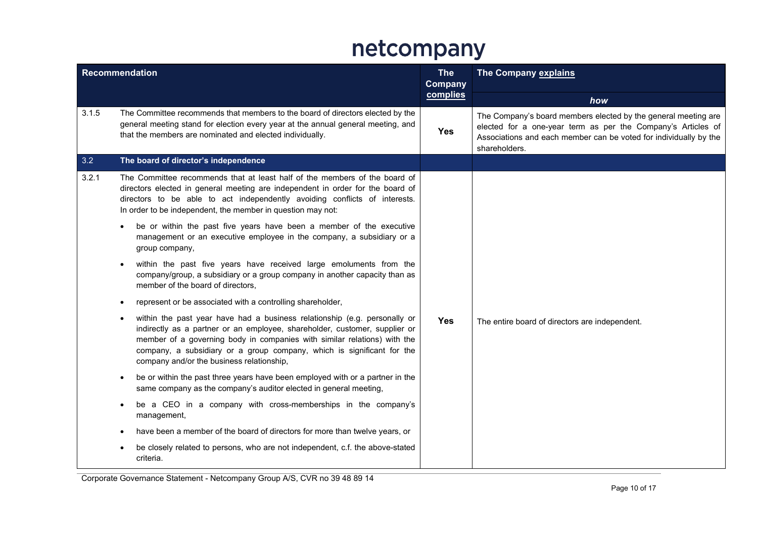| | Recommendation | The Company complies | The Company explains how |
|---|---|---|---|
| 3.1.5 | The Committee recommends that members to the board of directors elected by the general meeting stand for election every year at the annual general meeting, and that the members are nominated and elected individually. | Yes | The Company's board members elected by the general meeting are elected for a one-year term as per the Company's Articles of Associations and each member can be voted for individually by the shareholders. |
| **3.2** | **The board of director's independence** | | |
| 3.2.1 | The Committee recommends that at least half of the members of the board of directors elected in general meeting are independent in order for the board of directors to be able to act independently avoiding conflicts of interests. In order to be independent, the member in question may not:<br><br>• be or within the past five years have been a member of the executive management or an executive employee in the company, a subsidiary or a group company,<br><br>• within the past five years have received large emoluments from the company/group, a subsidiary or a group company in another capacity than as member of the board of directors,<br><br>• represent or be associated with a controlling shareholder,<br><br>• within the past year have had a business relationship (e.g. personally or indirectly as a partner or an employee, shareholder, customer, supplier or member of a governing body in companies with similar relations) with the company, a subsidiary or a group company, which is significant for the company and/or the business relationship,<br><br>• be or within the past three years have been employed with or a partner in the same company as the company's auditor elected in general meeting,<br><br>• be a CEO in a company with cross-memberships in the company's management,<br><br>• have been a member of the board of directors for more than twelve years, or<br><br>• be closely related to persons, who are not independent, c.f. the above-stated criteria. | Yes | The entire board of directors are independent. |

Corporate Governance Statement - Netcompany Group A/S, CVR no 39 48 89 14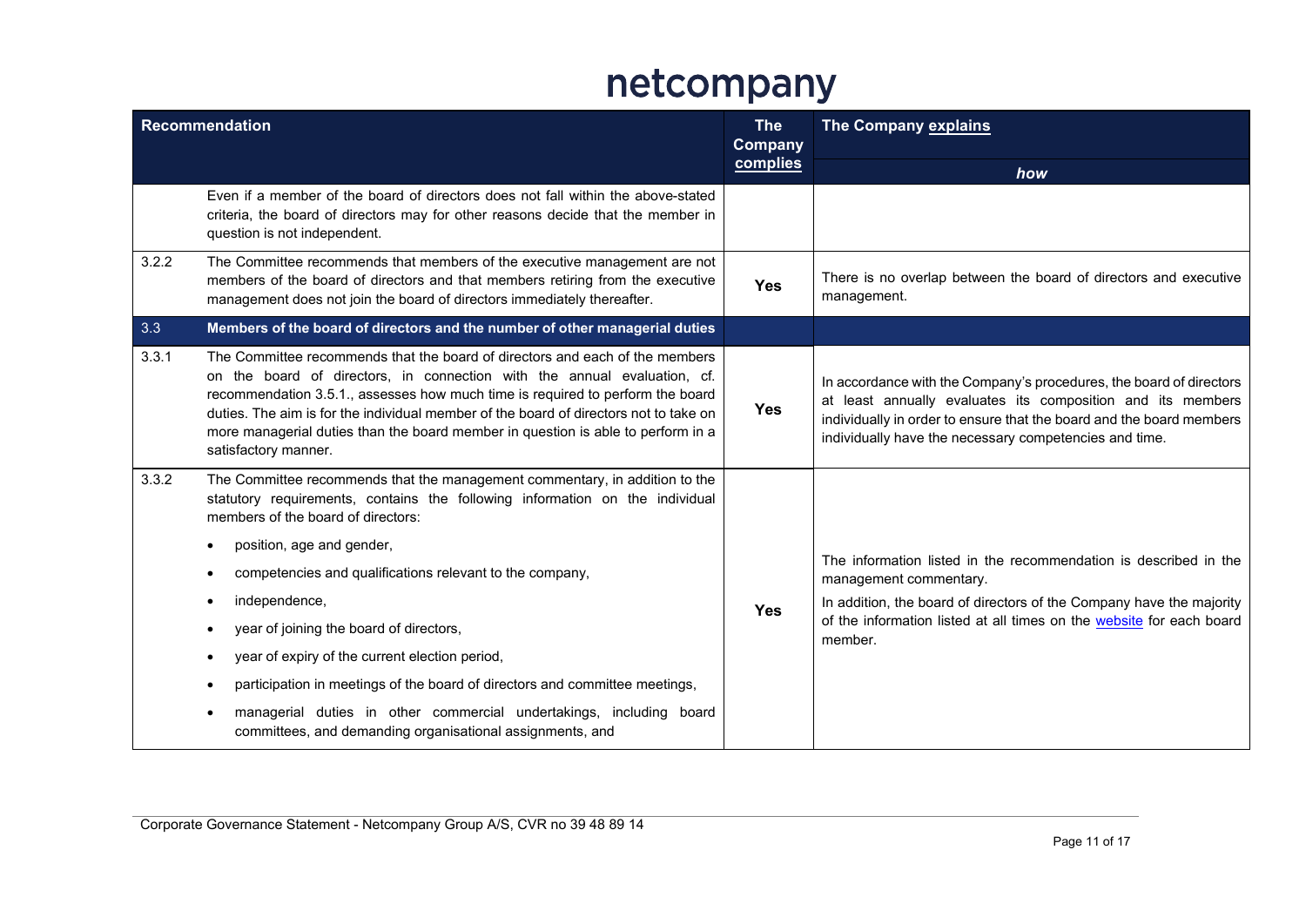| Recommendation | | The Company complies | The Company explains how |
|---|---|---|---|
| | Even if a member of the board of directors does not fall within the above-stated criteria, the board of directors may for other reasons decide that the member in question is not independent. | | |
| 3.2.2 | The Committee recommends that members of the executive management are not members of the board of directors and that members retiring from the executive management does not join the board of directors immediately thereafter. | Yes | There is no overlap between the board of directors and executive management. |
| **3.3** | **Members of the board of directors and the number of other managerial duties** | | |
| 3.3.1 | The Committee recommends that the board of directors and each of the members on the board of directors, in connection with the annual evaluation, cf. recommendation 3.5.1., assesses how much time is required to perform the board duties. The aim is for the individual member of the board of directors not to take on more managerial duties than the board member in question is able to perform in a satisfactory manner. | Yes | In accordance with the Company's procedures, the board of directors at least annually evaluates its composition and its members individually in order to ensure that the board and the board members individually have the necessary competencies and time. |
| 3.3.2 | The Committee recommends that the management commentary, in addition to the statutory requirements, contains the following information on the individual members of the board of directors:<br>• position, age and gender,<br>• competencies and qualifications relevant to the company,<br>• independence,<br>• year of joining the board of directors,<br>• year of expiry of the current election period,<br>• participation in meetings of the board of directors and committee meetings,<br>• managerial duties in other commercial undertakings, including board committees, and demanding organisational assignments, and | Yes | The information listed in the recommendation is described in the management commentary.<br>In addition, the board of directors of the Company have the majority of the information listed at all times on the website for each board member. |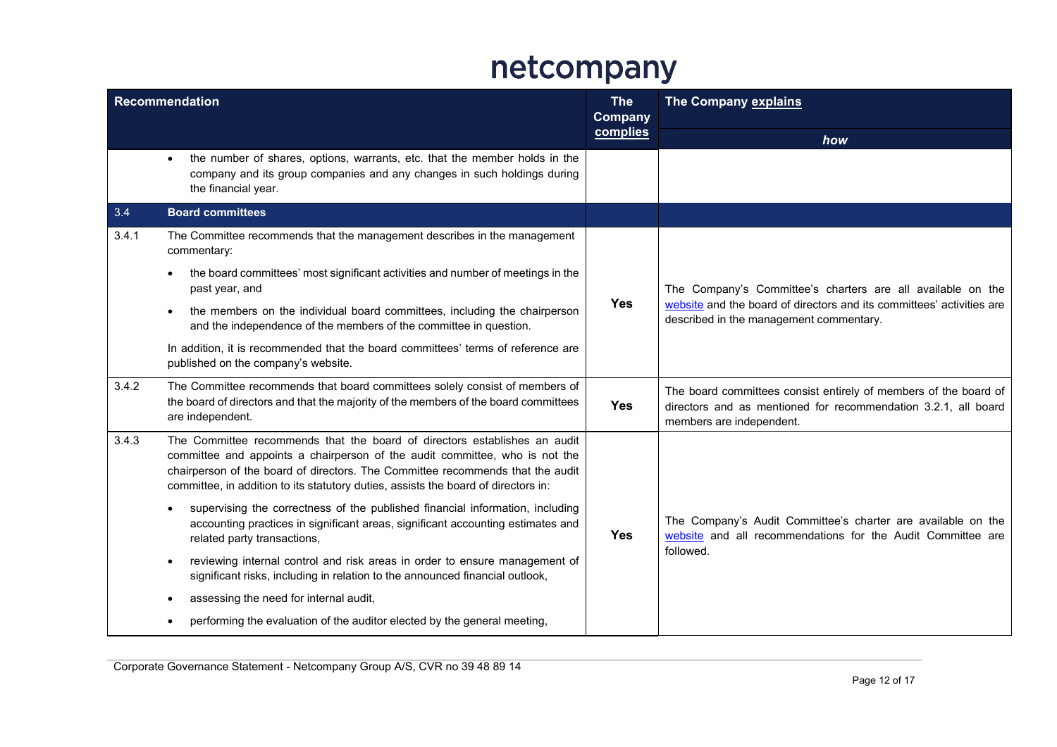| Recommendation | | The Company complies | The Company explains how |
|---|---|---|---|
| | • the number of shares, options, warrants, etc. that the member holds in the company and its group companies and any changes in such holdings during the financial year. | | |
| 3.4 | **Board committees** | | |
| 3.4.1 | The Committee recommends that the management describes in the management commentary:<br>• the board committees' most significant activities and number of meetings in the past year, and<br>• the members on the individual board committees, including the chairperson and the independence of the members of the committee in question.<br>In addition, it is recommended that the board committees' terms of reference are published on the company's website. | **Yes** | The Company's Committee's charters are all available on the website and the board of directors and its committees' activities are described in the management commentary. |
| 3.4.2 | The Committee recommends that board committees solely consist of members of the board of directors and that the majority of the members of the board committees are independent. | **Yes** | The board committees consist entirely of members of the board of directors and as mentioned for recommendation 3.2.1, all board members are independent. |
| 3.4.3 | The Committee recommends that the board of directors establishes an audit committee and appoints a chairperson of the audit committee, who is not the chairperson of the board of directors. The Committee recommends that the audit committee, in addition to its statutory duties, assists the board of directors in:<br>• supervising the correctness of the published financial information, including accounting practices in significant areas, significant accounting estimates and related party transactions,<br>• reviewing internal control and risk areas in order to ensure management of significant risks, including in relation to the announced financial outlook,<br>• assessing the need for internal audit,<br>• performing the evaluation of the auditor elected by the general meeting, | **Yes** | The Company's Audit Committee's charter are available on the website and all recommendations for the Audit Committee are followed. |

Corporate Governance Statement - Netcompany Group A/S, CVR no 39 48 89 14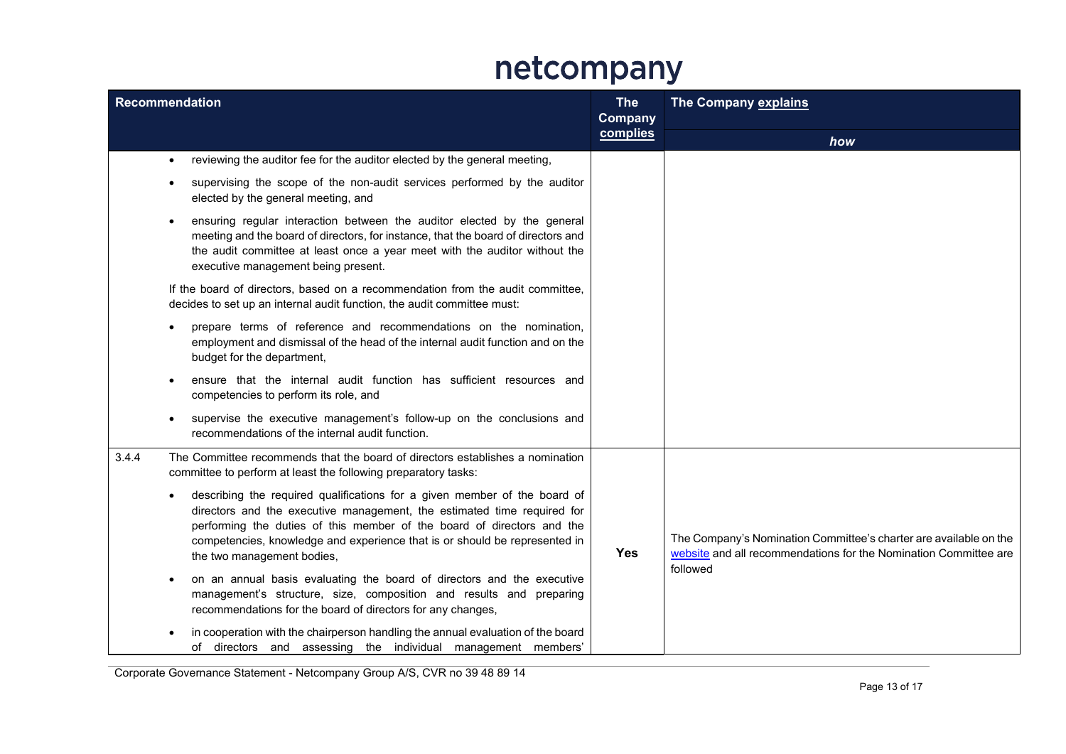| Recommendation | | The Company complies | The Company explains how |
|---|---|---|---|
| | • reviewing the auditor fee for the auditor elected by the general meeting,<br>• supervising the scope of the non-audit services performed by the auditor elected by the general meeting, and<br>• ensuring regular interaction between the auditor elected by the general meeting and the board of directors, for instance, that the board of directors and the audit committee at least once a year meet with the auditor without the executive management being present.<br><br>If the board of directors, based on a recommendation from the audit committee, decides to set up an internal audit function, the audit committee must:<br><br>• prepare terms of reference and recommendations on the nomination, employment and dismissal of the head of the internal audit function and on the budget for the department,<br>• ensure that the internal audit function has sufficient resources and competencies to perform its role, and<br>• supervise the executive management's follow-up on the conclusions and recommendations of the internal audit function. | | |
| 3.4.4 | The Committee recommends that the board of directors establishes a nomination committee to perform at least the following preparatory tasks:<br><br>• describing the required qualifications for a given member of the board of directors and the executive management, the estimated time required for performing the duties of this member of the board of directors and the competencies, knowledge and experience that is or should be represented in the two management bodies,<br>• on an annual basis evaluating the board of directors and the executive management's structure, size, composition and results and preparing recommendations for the board of directors for any changes,<br>• in cooperation with the chairperson handling the annual evaluation of the board of directors and assessing the individual management members' | Yes | The Company's Nomination Committee's charter are available on the [website](#) and all recommendations for the Nomination Committee are followed |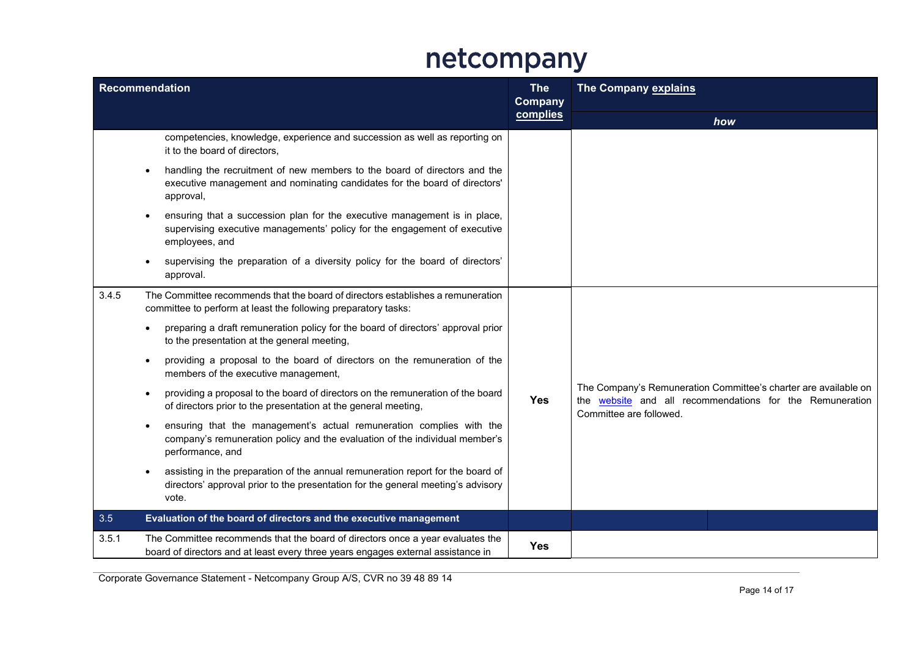| Recommendation | | The Company complies | The Company explains how |
|---|---|---|---|
| | competencies, knowledge, experience and succession as well as reporting on it to the board of directors,<br>• handling the recruitment of new members to the board of directors and the executive management and nominating candidates for the board of directors' approval,<br>• ensuring that a succession plan for the executive management is in place, supervising executive managements' policy for the engagement of executive employees, and<br>• supervising the preparation of a diversity policy for the board of directors' approval. | | |
| 3.4.5 | The Committee recommends that the board of directors establishes a remuneration committee to perform at least the following preparatory tasks:<br>• preparing a draft remuneration policy for the board of directors' approval prior to the presentation at the general meeting,<br>• providing a proposal to the board of directors on the remuneration of the members of the executive management,<br>• providing a proposal to the board of directors on the remuneration of the board of directors prior to the presentation at the general meeting,<br>• ensuring that the management's actual remuneration complies with the company's remuneration policy and the evaluation of the individual member's performance, and<br>• assisting in the preparation of the annual remuneration report for the board of directors' approval prior to the presentation for the general meeting's advisory vote. | Yes | The Company's Remuneration Committee's charter are available on the website and all recommendations for the Remuneration Committee are followed. |
| 3.5 | **Evaluation of the board of directors and the executive management** | | |
| 3.5.1 | The Committee recommends that the board of directors once a year evaluates the board of directors and at least every three years engages external assistance in | Yes | |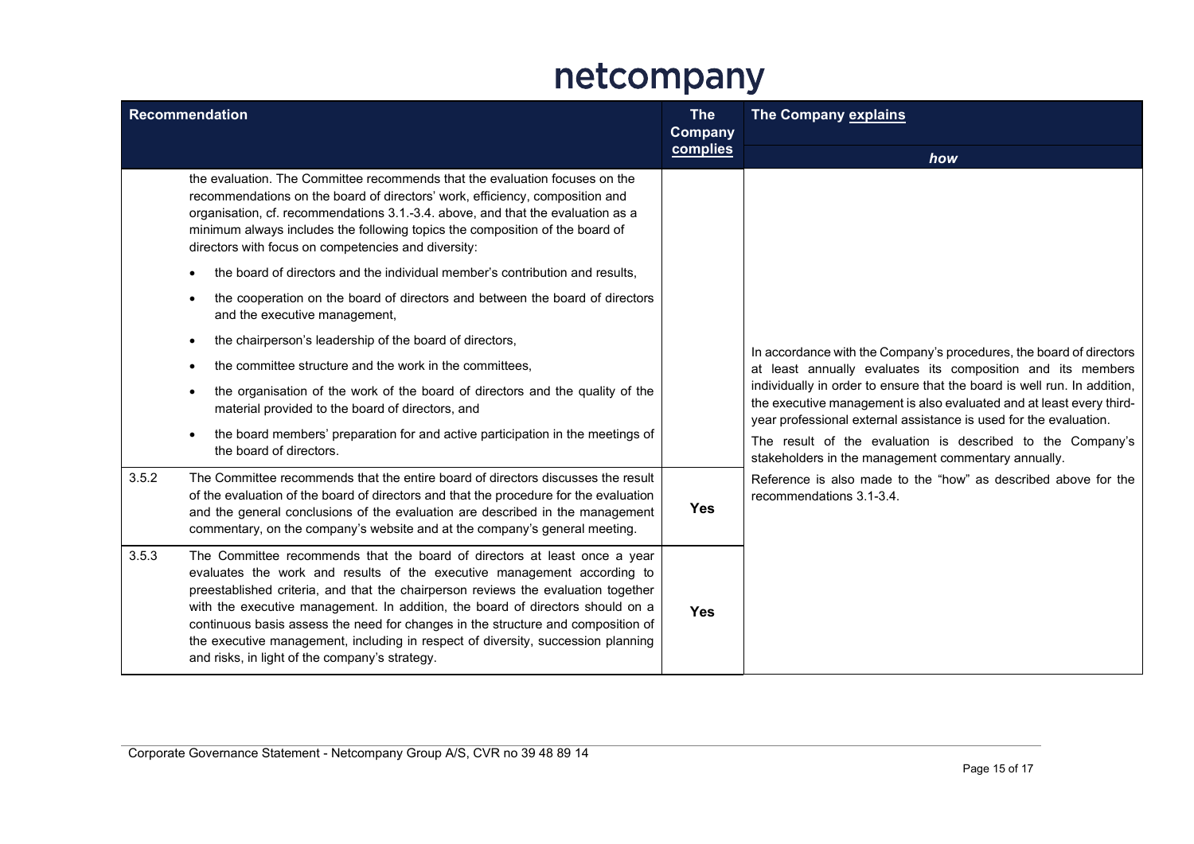| Recommendation | | The Company complies | The Company explains how |
|---|---|---|---|
| | the evaluation. The Committee recommends that the evaluation focuses on the recommendations on the board of directors' work, efficiency, composition and organisation, cf. recommendations 3.1.-3.4. above, and that the evaluation as a minimum always includes the following topics the composition of the board of directors with focus on competencies and diversity:<br>• the board of directors and the individual member's contribution and results,<br>• the cooperation on the board of directors and between the board of directors and the executive management,<br>• the chairperson's leadership of the board of directors,<br>• the committee structure and the work in the committees,<br>• the organisation of the work of the board of directors and the quality of the material provided to the board of directors, and<br>• the board members' preparation for and active participation in the meetings of the board of directors. | | In accordance with the Company's procedures, the board of directors at least annually evaluates its composition and its members individually in order to ensure that the board is well run. In addition, the executive management is also evaluated and at least every third-year professional external assistance is used for the evaluation.<br>The result of the evaluation is described to the Company's stakeholders in the management commentary annually.<br>Reference is also made to the "how" as described above for the recommendations 3.1-3.4. |
| 3.5.2 | The Committee recommends that the entire board of directors discusses the result of the evaluation of the board of directors and that the procedure for the evaluation and the general conclusions of the evaluation are described in the management commentary, on the company's website and at the company's general meeting. | Yes | |
| 3.5.3 | The Committee recommends that the board of directors at least once a year evaluates the work and results of the executive management according to preestablished criteria, and that the chairperson reviews the evaluation together with the executive management. In addition, the board of directors should on a continuous basis assess the need for changes in the structure and composition of the executive management, including in respect of diversity, succession planning and risks, in light of the company's strategy. | Yes | |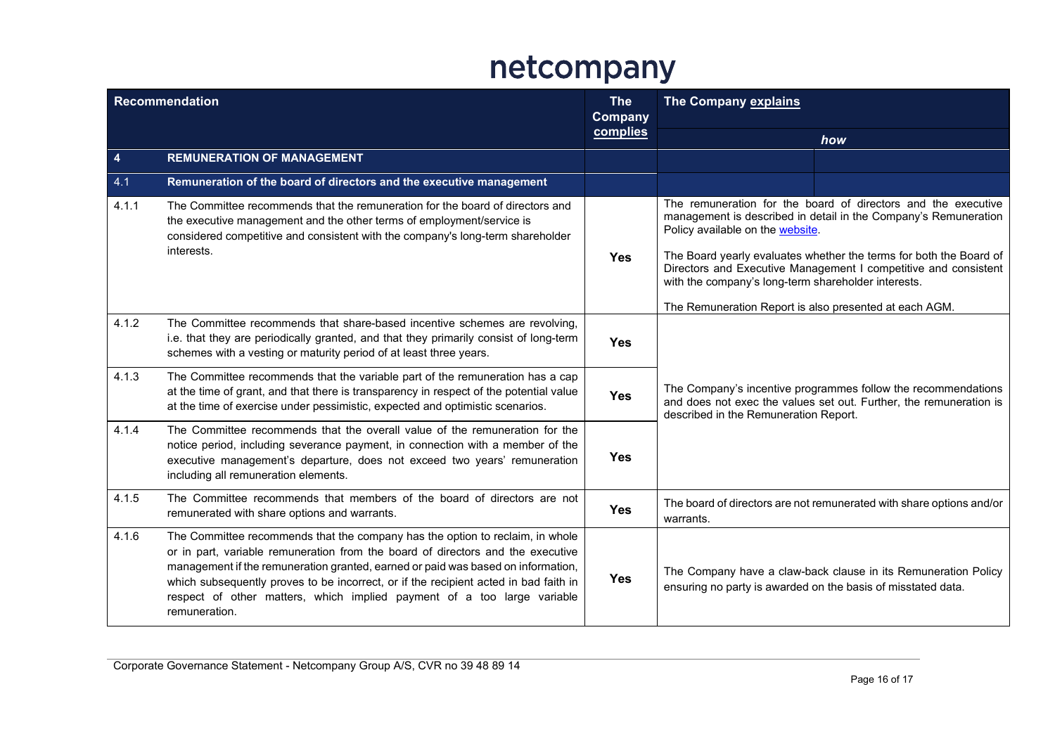| Recommendation | | The Company complies | The Company explains how |
|---|---|---|---|
| **4** | **REMUNERATION OF MANAGEMENT** | | |
| 4.1 | **Remuneration of the board of directors and the executive management** | | |
| 4.1.1 | The Committee recommends that the remuneration for the board of directors and the executive management and the other terms of employment/service is considered competitive and consistent with the company's long-term shareholder interests. | **Yes** | The remuneration for the board of directors and the executive management is described in detail in the Company's Remuneration Policy available on the [website](). The Board yearly evaluates whether the terms for both the Board of Directors and Executive Management I competitive and consistent with the company's long-term shareholder interests. The Remuneration Report is also presented at each AGM. |
| 4.1.2 | The Committee recommends that share-based incentive schemes are revolving, i.e. that they are periodically granted, and that they primarily consist of long-term schemes with a vesting or maturity period of at least three years. | **Yes** | The Company's incentive programmes follow the recommendations and does not exec the values set out. Further, the remuneration is described in the Remuneration Report. |
| 4.1.3 | The Committee recommends that the variable part of the remuneration has a cap at the time of grant, and that there is transparency in respect of the potential value at the time of exercise under pessimistic, expected and optimistic scenarios. | **Yes** | |
| 4.1.4 | The Committee recommends that the overall value of the remuneration for the notice period, including severance payment, in connection with a member of the executive management's departure, does not exceed two years' remuneration including all remuneration elements. | **Yes** | |
| 4.1.5 | The Committee recommends that members of the board of directors are not remunerated with share options and warrants. | **Yes** | The board of directors are not remunerated with share options and/or warrants. |
| 4.1.6 | The Committee recommends that the company has the option to reclaim, in whole or in part, variable remuneration from the board of directors and the executive management if the remuneration granted, earned or paid was based on information, which subsequently proves to be incorrect, or if the recipient acted in bad faith in respect of other matters, which implied payment of a too large variable remuneration. | **Yes** | The Company have a claw-back clause in its Remuneration Policy ensuring no party is awarded on the basis of misstated data. |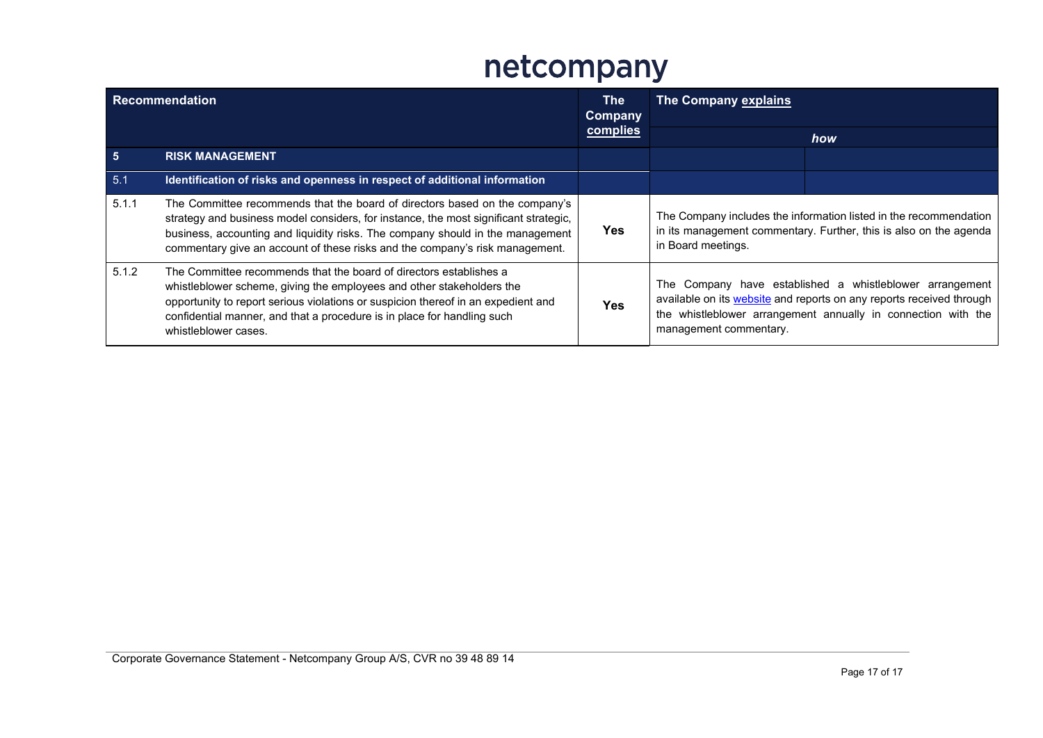| Recommendation | | The Company complies | The Company explains how |
|---|---|---|---|
| **5** | **RISK MANAGEMENT** | | |
| 5.1 | **Identification of risks and openness in respect of additional information** | | |
| 5.1.1 | The Committee recommends that the board of directors based on the company's strategy and business model considers, for instance, the most significant strategic, business, accounting and liquidity risks. The company should in the management commentary give an account of these risks and the company's risk management. | **Yes** | The Company includes the information listed in the recommendation in its management commentary. Further, this is also on the agenda in Board meetings. |
| 5.1.2 | The Committee recommends that the board of directors establishes a whistleblower scheme, giving the employees and other stakeholders the opportunity to report serious violations or suspicion thereof in an expedient and confidential manner, and that a procedure is in place for handling such whistleblower cases. | **Yes** | The Company have established a whistleblower arrangement available on its website and reports on any reports received through the whistleblower arrangement annually in connection with the management commentary. |